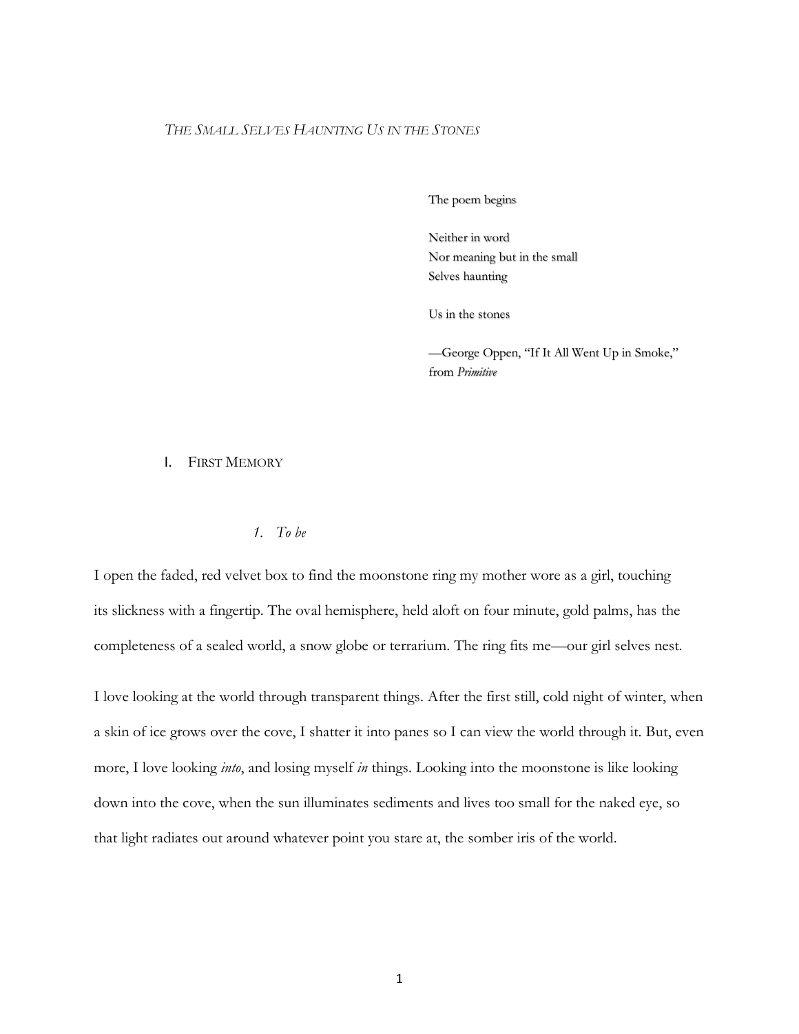# *The Small Selves Haunting Us in the Stones*

> The poem begins
>
> Neither in word
> Nor meaning but in the small
> Selves haunting
>
> Us in the stones
>
> —George Oppen, "If It All Went Up in Smoke," from *Primitive*

## I. First Memory

### 1. *To be*

I open the faded, red velvet box to find the moonstone ring my mother wore as a girl, touching its slickness with a fingertip. The oval hemisphere, held aloft on four minute, gold palms, has the completeness of a sealed world, a snow globe or terrarium. The ring fits me—our girl selves nest.

I love looking at the world through transparent things. After the first still, cold night of winter, when a skin of ice grows over the cove, I shatter it into panes so I can view the world through it. But, even more, I love looking *into*, and losing myself *in* things. Looking into the moonstone is like looking down into the cove, when the sun illuminates sediments and lives too small for the naked eye, so that light radiates out around whatever point you stare at, the somber iris of the world.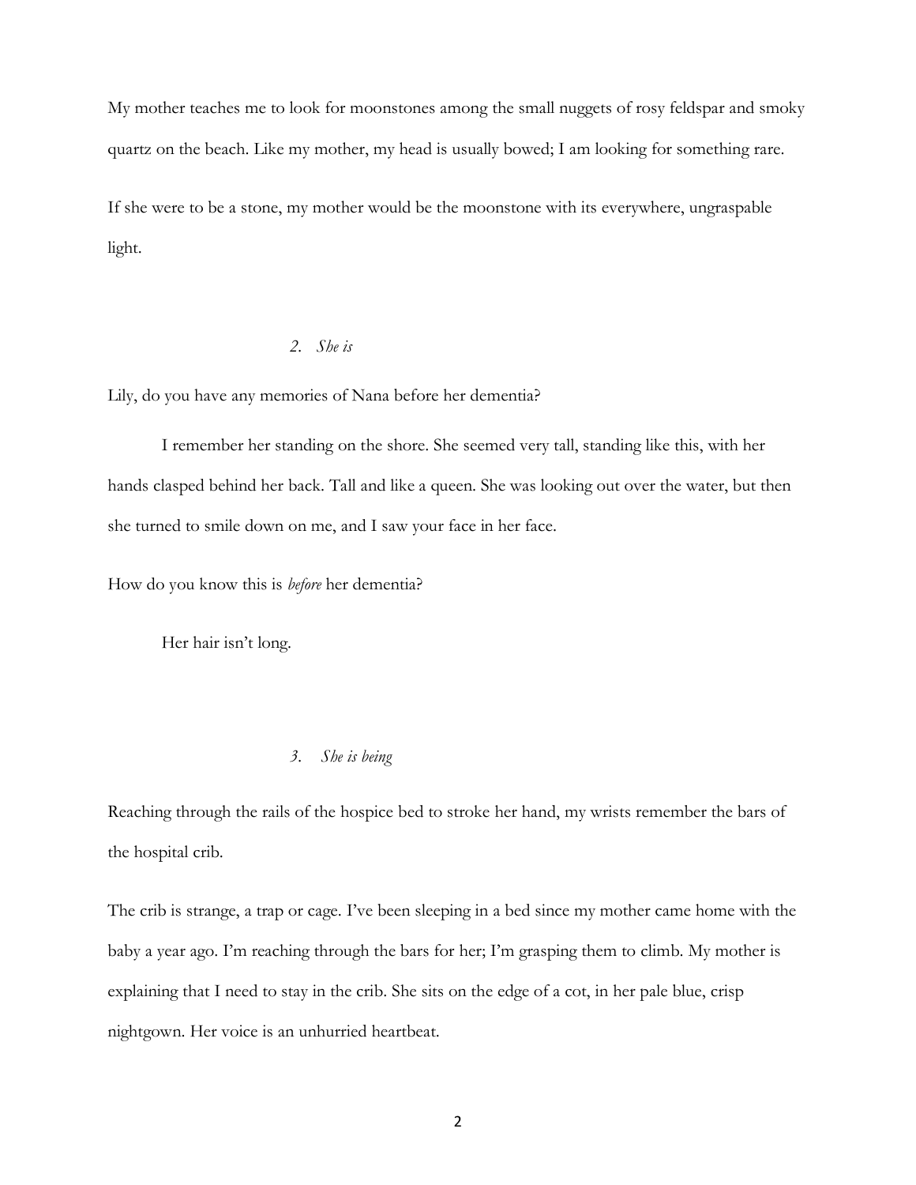My mother teaches me to look for moonstones among the small nuggets of rosy feldspar and smoky quartz on the beach. Like my mother, my head is usually bowed; I am looking for something rare.

If she were to be a stone, my mother would be the moonstone with its everywhere, ungraspable light.

### *2. She is*

Lily, do you have any memories of Nana before her dementia?

I remember her standing on the shore. She seemed very tall, standing like this, with her hands clasped behind her back. Tall and like a queen. She was looking out over the water, but then she turned to smile down on me, and I saw your face in her face.

How do you know this is *before* her dementia?

Her hair isn't long.

### *3. She is being*

Reaching through the rails of the hospice bed to stroke her hand, my wrists remember the bars of the hospital crib.

The crib is strange, a trap or cage. I've been sleeping in a bed since my mother came home with the baby a year ago. I'm reaching through the bars for her; I'm grasping them to climb. My mother is explaining that I need to stay in the crib. She sits on the edge of a cot, in her pale blue, crisp nightgown. Her voice is an unhurried heartbeat.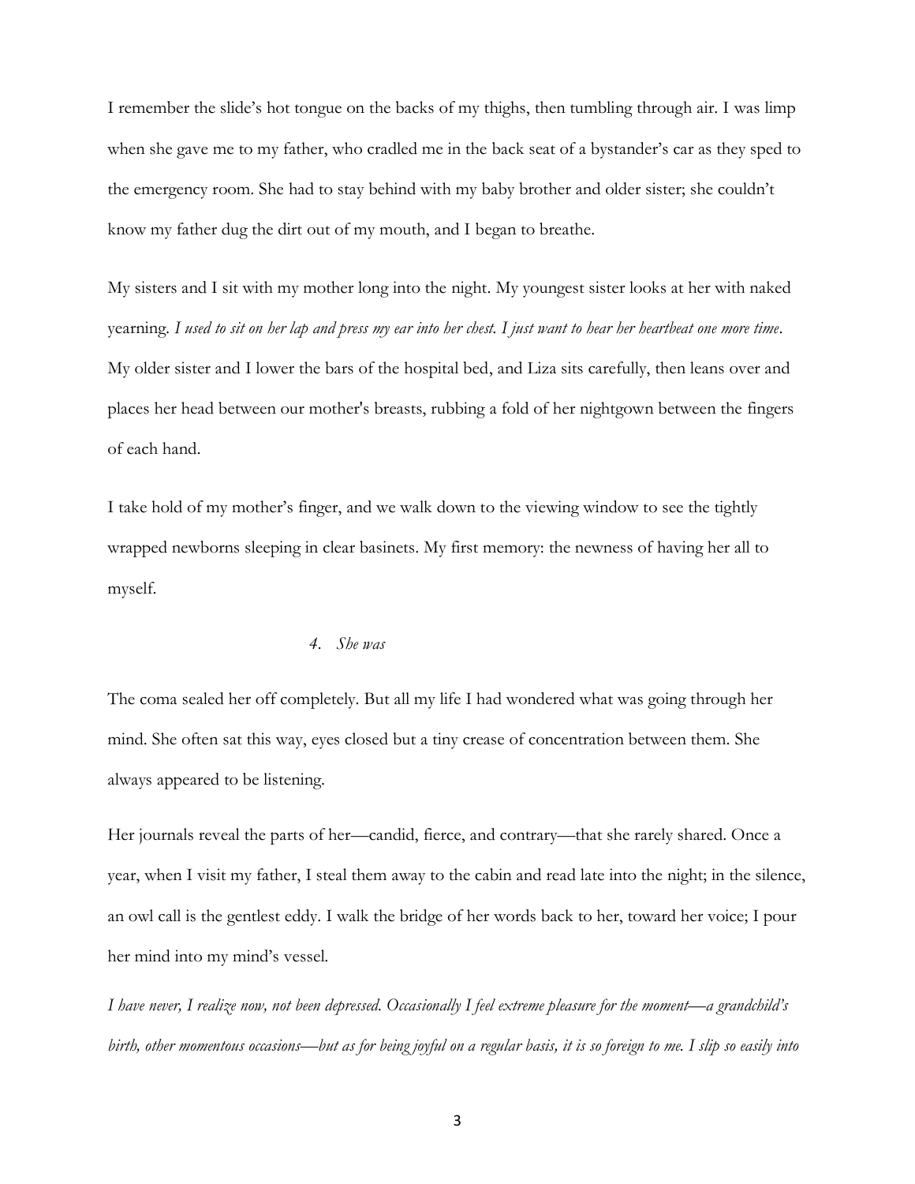I remember the slide's hot tongue on the backs of my thighs, then tumbling through air. I was limp when she gave me to my father, who cradled me in the back seat of a bystander's car as they sped to the emergency room. She had to stay behind with my baby brother and older sister; she couldn't know my father dug the dirt out of my mouth, and I began to breathe.

My sisters and I sit with my mother long into the night. My youngest sister looks at her with naked yearning. *I used to sit on her lap and press my ear into her chest. I just want to hear her heartbeat one more time*. My older sister and I lower the bars of the hospital bed, and Liza sits carefully, then leans over and places her head between our mother's breasts, rubbing a fold of her nightgown between the fingers of each hand.

I take hold of my mother's finger, and we walk down to the viewing window to see the tightly wrapped newborns sleeping in clear basinets. My first memory: the newness of having her all to myself.

## 4. *She was*

The coma sealed her off completely. But all my life I had wondered what was going through her mind. She often sat this way, eyes closed but a tiny crease of concentration between them. She always appeared to be listening.

Her journals reveal the parts of her—candid, fierce, and contrary—that she rarely shared. Once a year, when I visit my father, I steal them away to the cabin and read late into the night; in the silence, an owl call is the gentlest eddy. I walk the bridge of her words back to her, toward her voice; I pour her mind into my mind's vessel.

*I have never, I realize now, not been depressed. Occasionally I feel extreme pleasure for the moment—a grandchild's birth, other momentous occasions—but as for being joyful on a regular basis, it is so foreign to me. I slip so easily into*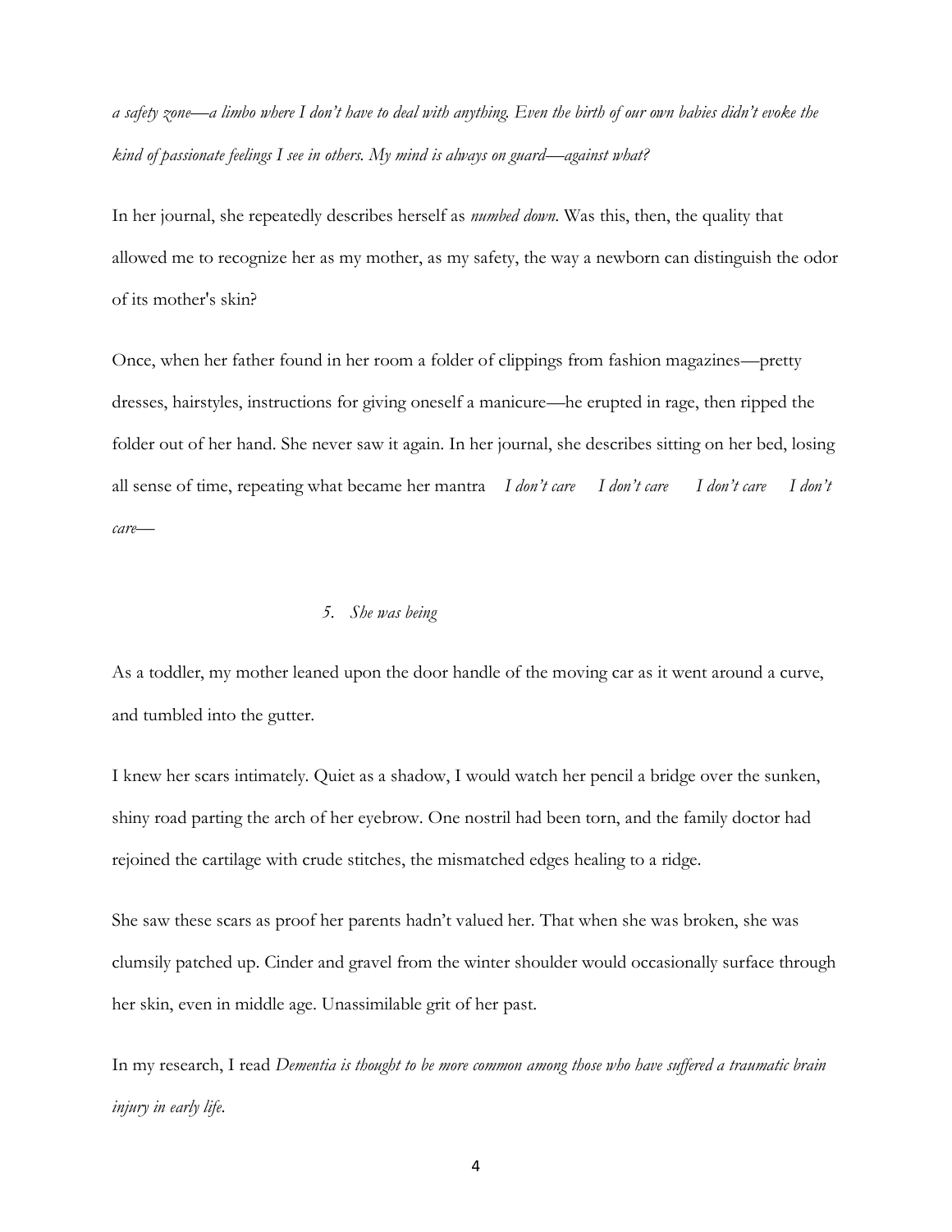*a safety zone—a limbo where I don't have to deal with anything. Even the birth of our own babies didn't evoke the kind of passionate feelings I see in others. My mind is always on guard—against what?*

In her journal, she repeatedly describes herself as *numbed down*. Was this, then, the quality that allowed me to recognize her as my mother, as my safety, the way a newborn can distinguish the odor of its mother's skin?

Once, when her father found in her room a folder of clippings from fashion magazines—pretty dresses, hairstyles, instructions for giving oneself a manicure—he erupted in rage, then ripped the folder out of her hand. She never saw it again. In her journal, she describes sitting on her bed, losing all sense of time, repeating what became her mantra *I don't care I don't care I don't care I don't care—*

## 5. *She was being*

As a toddler, my mother leaned upon the door handle of the moving car as it went around a curve, and tumbled into the gutter.

I knew her scars intimately. Quiet as a shadow, I would watch her pencil a bridge over the sunken, shiny road parting the arch of her eyebrow. One nostril had been torn, and the family doctor had rejoined the cartilage with crude stitches, the mismatched edges healing to a ridge.

She saw these scars as proof her parents hadn't valued her. That when she was broken, she was clumsily patched up. Cinder and gravel from the winter shoulder would occasionally surface through her skin, even in middle age. Unassimilable grit of her past.

In my research, I read *Dementia is thought to be more common among those who have suffered a traumatic brain injury in early life*.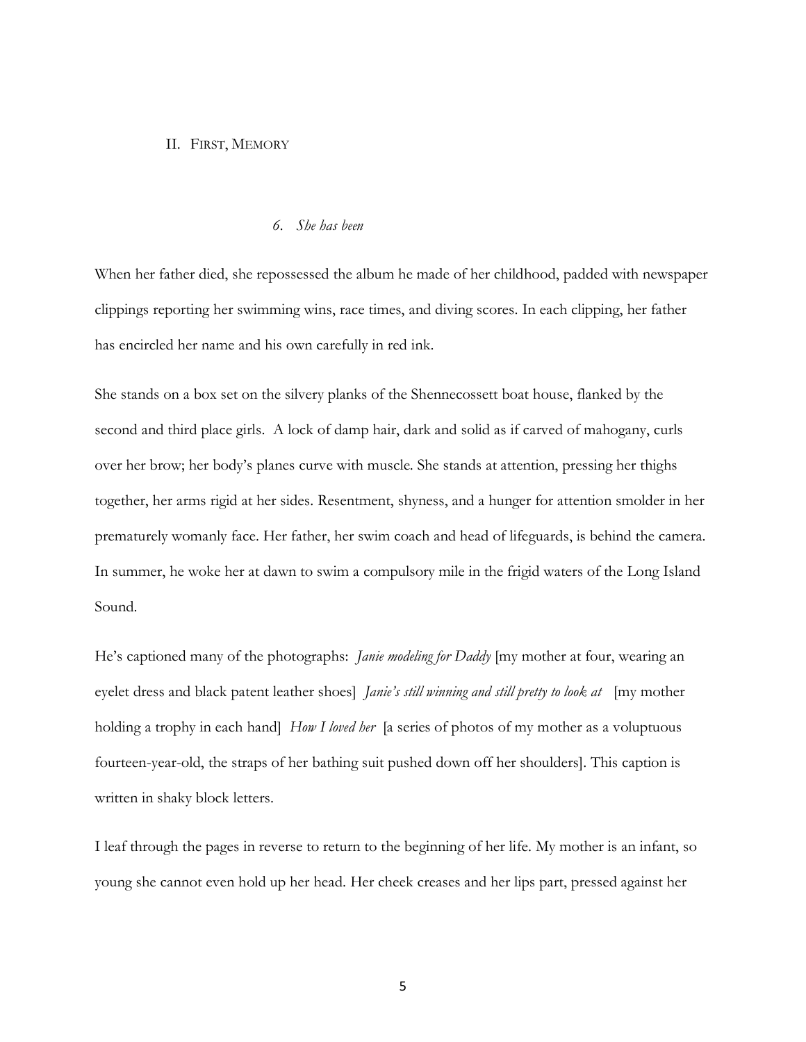## II. First, Memory

### *6. She has been*

When her father died, she repossessed the album he made of her childhood, padded with newspaper clippings reporting her swimming wins, race times, and diving scores. In each clipping, her father has encircled her name and his own carefully in red ink.

She stands on a box set on the silvery planks of the Shennecossett boat house, flanked by the second and third place girls. A lock of damp hair, dark and solid as if carved of mahogany, curls over her brow; her body's planes curve with muscle. She stands at attention, pressing her thighs together, her arms rigid at her sides. Resentment, shyness, and a hunger for attention smolder in her prematurely womanly face. Her father, her swim coach and head of lifeguards, is behind the camera. In summer, he woke her at dawn to swim a compulsory mile in the frigid waters of the Long Island Sound.

He's captioned many of the photographs: *Janie modeling for Daddy* [my mother at four, wearing an eyelet dress and black patent leather shoes] *Janie's still winning and still pretty to look at* [my mother holding a trophy in each hand] *How I loved her* [a series of photos of my mother as a voluptuous fourteen-year-old, the straps of her bathing suit pushed down off her shoulders]. This caption is written in shaky block letters.

I leaf through the pages in reverse to return to the beginning of her life. My mother is an infant, so young she cannot even hold up her head. Her cheek creases and her lips part, pressed against her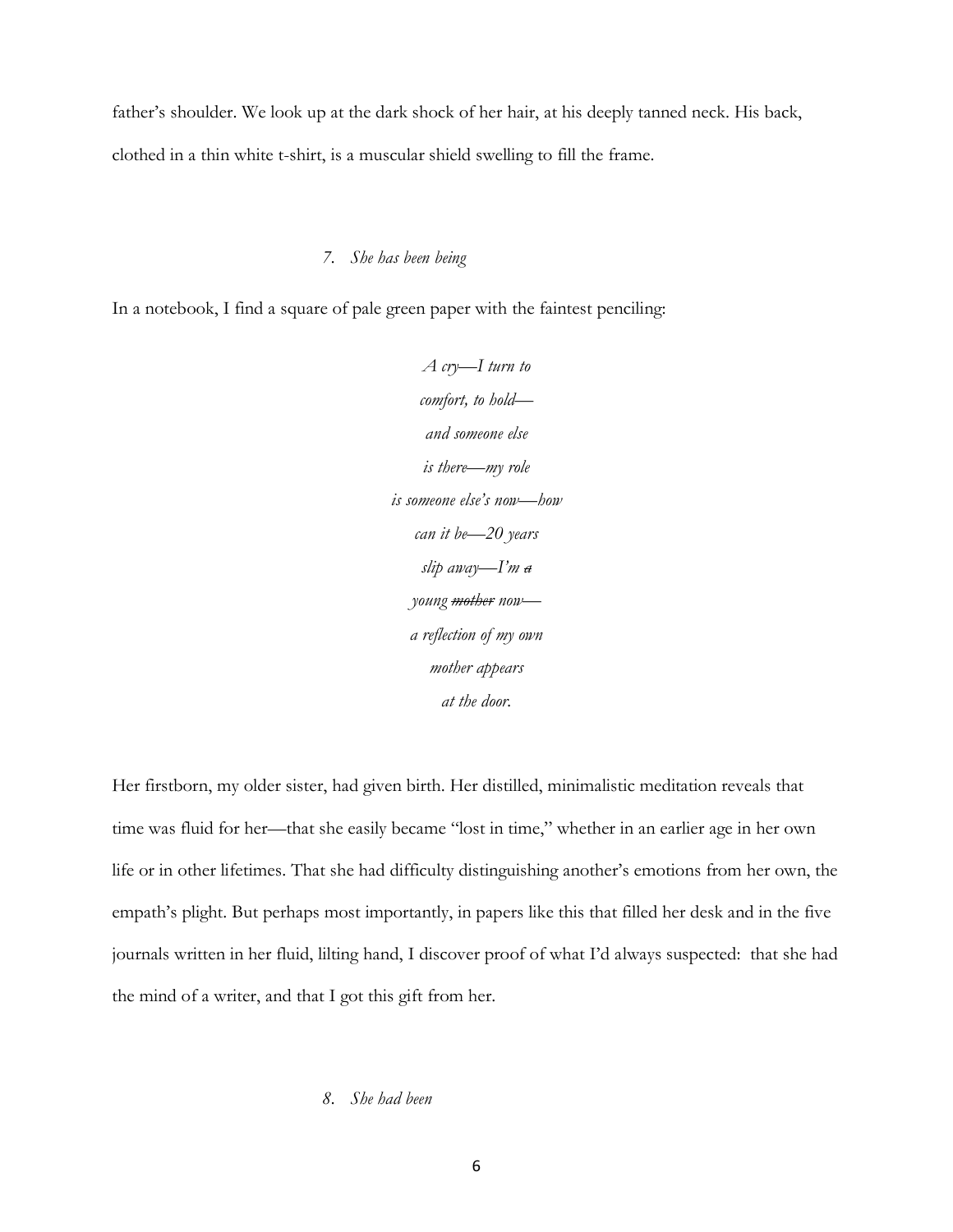father's shoulder. We look up at the dark shock of her hair, at his deeply tanned neck. His back, clothed in a thin white t-shirt, is a muscular shield swelling to fill the frame.

### 7. *She has been being*

In a notebook, I find a square of pale green paper with the faintest penciling:

*A cry—I turn to*  
*comfort, to hold—*  
*and someone else*  
*is there—my role*  
*is someone else's now—how*  
*can it be—20 years*  
*slip away—I'm ~~a~~*  
*young ~~mother~~ now—*  
*a reflection of my own*  
*mother appears*  
*at the door.*

Her firstborn, my older sister, had given birth. Her distilled, minimalistic meditation reveals that time was fluid for her—that she easily became "lost in time," whether in an earlier age in her own life or in other lifetimes. That she had difficulty distinguishing another's emotions from her own, the empath's plight. But perhaps most importantly, in papers like this that filled her desk and in the five journals written in her fluid, lilting hand, I discover proof of what I'd always suspected: that she had the mind of a writer, and that I got this gift from her.

### 8. *She had been*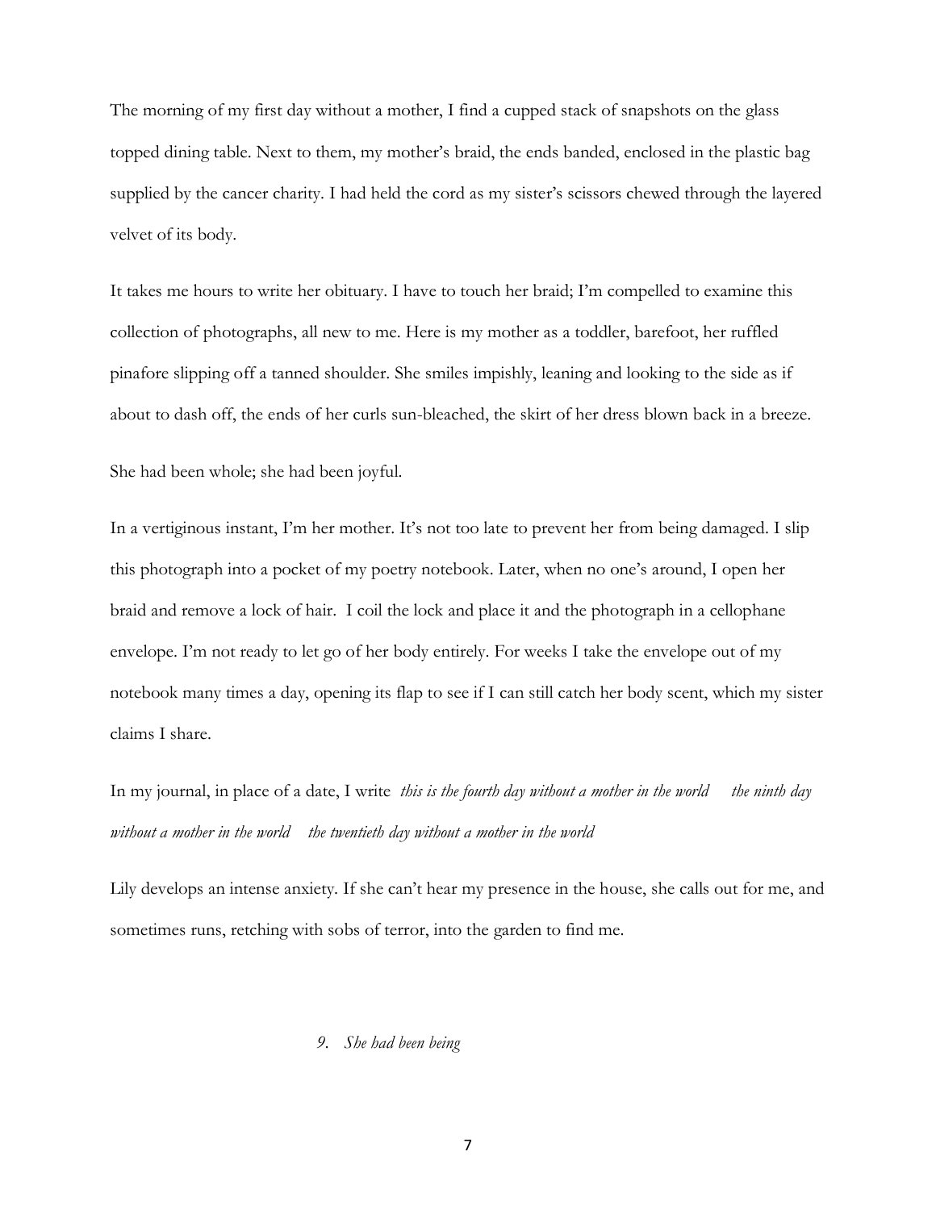The morning of my first day without a mother, I find a cupped stack of snapshots on the glass topped dining table. Next to them, my mother's braid, the ends banded, enclosed in the plastic bag supplied by the cancer charity. I had held the cord as my sister's scissors chewed through the layered velvet of its body.

It takes me hours to write her obituary. I have to touch her braid; I'm compelled to examine this collection of photographs, all new to me. Here is my mother as a toddler, barefoot, her ruffled pinafore slipping off a tanned shoulder. She smiles impishly, leaning and looking to the side as if about to dash off, the ends of her curls sun-bleached, the skirt of her dress blown back in a breeze.

She had been whole; she had been joyful.

In a vertiginous instant, I'm her mother. It's not too late to prevent her from being damaged. I slip this photograph into a pocket of my poetry notebook. Later, when no one's around, I open her braid and remove a lock of hair. I coil the lock and place it and the photograph in a cellophane envelope. I'm not ready to let go of her body entirely. For weeks I take the envelope out of my notebook many times a day, opening its flap to see if I can still catch her body scent, which my sister claims I share.

In my journal, in place of a date, I write *this is the fourth day without a mother in the world     the ninth day without a mother in the world     the twentieth day without a mother in the world*

Lily develops an intense anxiety. If she can't hear my presence in the house, she calls out for me, and sometimes runs, retching with sobs of terror, into the garden to find me.

*9. She had been being*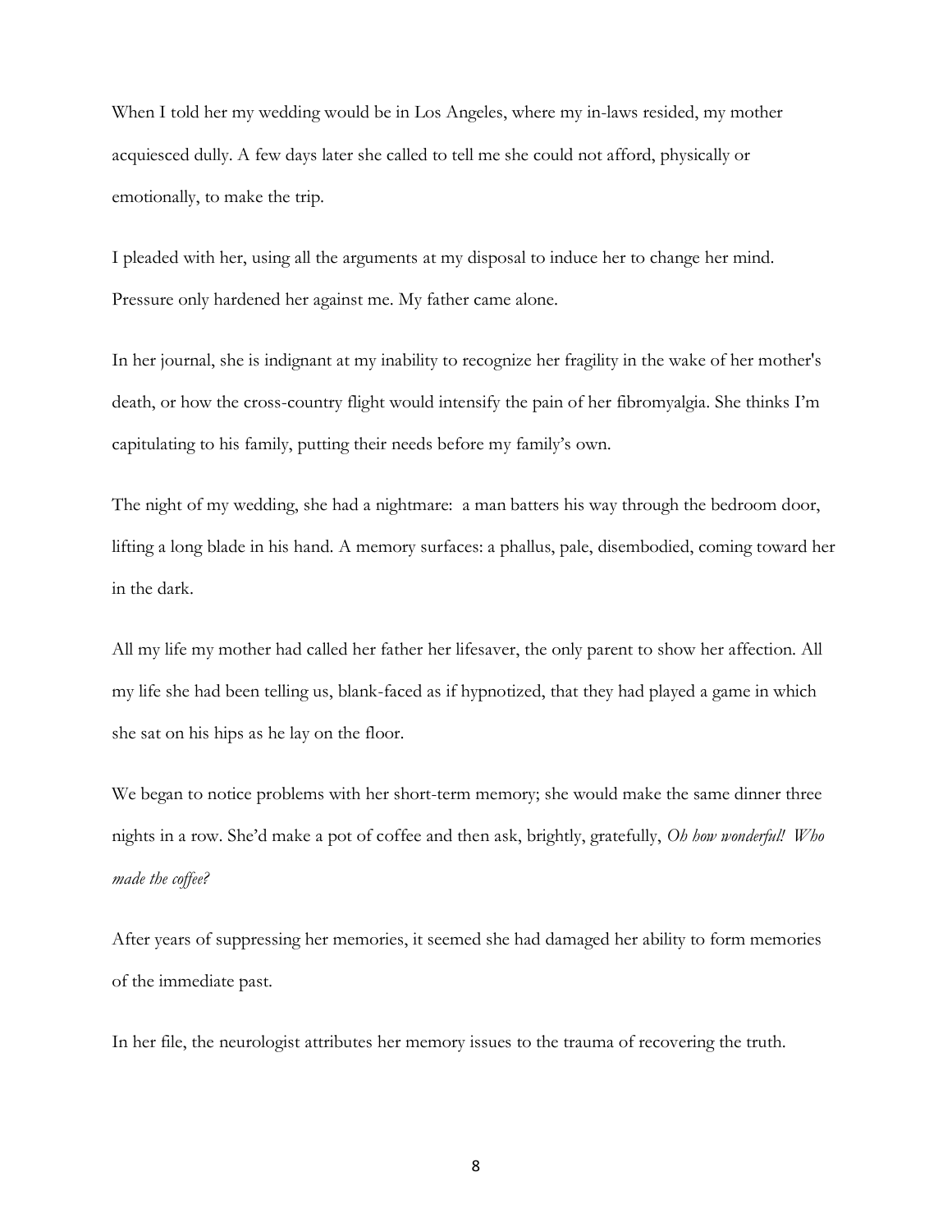When I told her my wedding would be in Los Angeles, where my in-laws resided, my mother acquiesced dully. A few days later she called to tell me she could not afford, physically or emotionally, to make the trip.

I pleaded with her, using all the arguments at my disposal to induce her to change her mind. Pressure only hardened her against me. My father came alone.

In her journal, she is indignant at my inability to recognize her fragility in the wake of her mother's death, or how the cross-country flight would intensify the pain of her fibromyalgia. She thinks I'm capitulating to his family, putting their needs before my family's own.

The night of my wedding, she had a nightmare: a man batters his way through the bedroom door, lifting a long blade in his hand. A memory surfaces: a phallus, pale, disembodied, coming toward her in the dark.

All my life my mother had called her father her lifesaver, the only parent to show her affection. All my life she had been telling us, blank-faced as if hypnotized, that they had played a game in which she sat on his hips as he lay on the floor.

We began to notice problems with her short-term memory; she would make the same dinner three nights in a row. She'd make a pot of coffee and then ask, brightly, gratefully, *Oh how wonderful! Who made the coffee?*

After years of suppressing her memories, it seemed she had damaged her ability to form memories of the immediate past.

In her file, the neurologist attributes her memory issues to the trauma of recovering the truth.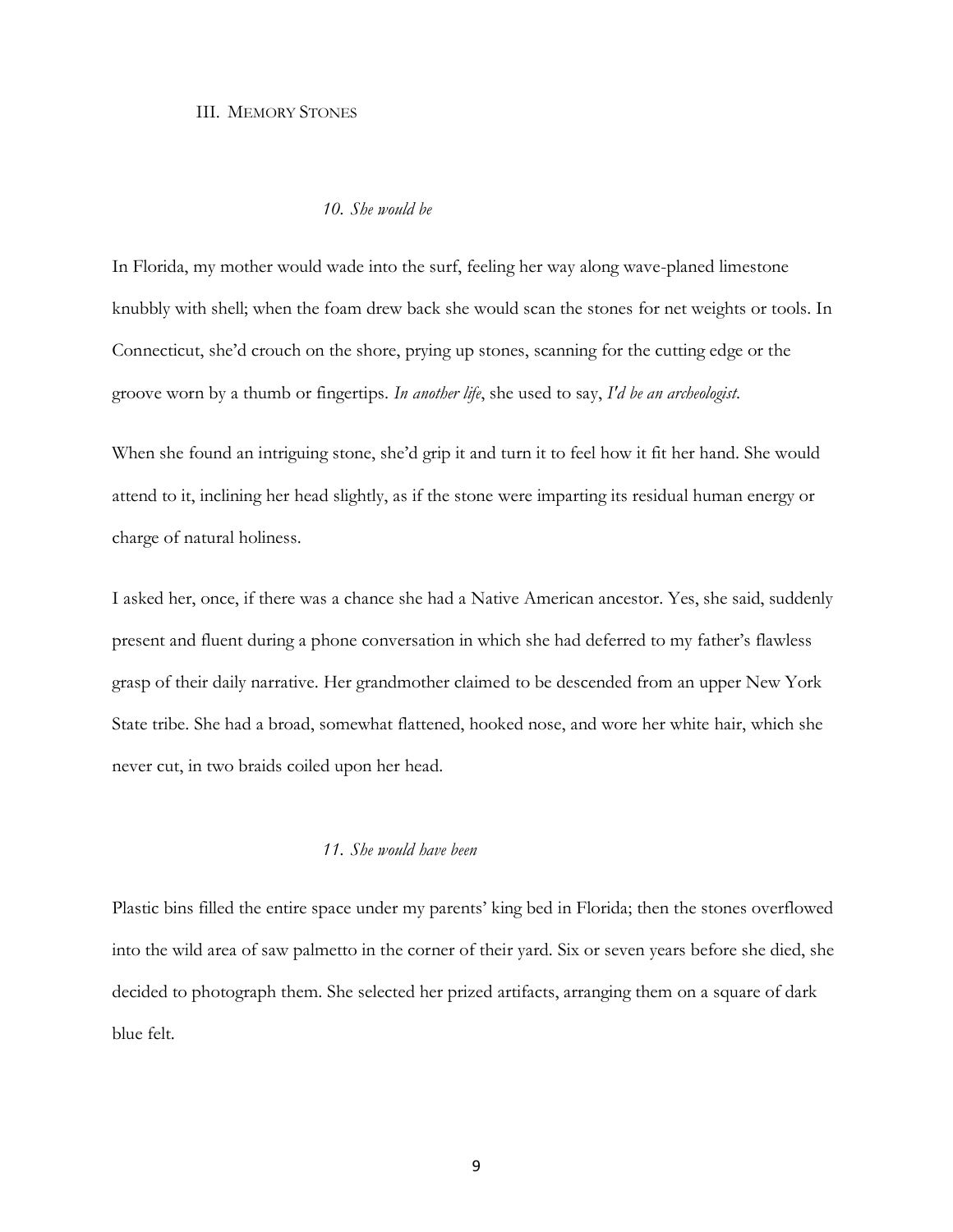## III. Memory Stones

### *10. She would be*

In Florida, my mother would wade into the surf, feeling her way along wave-planed limestone knubbly with shell; when the foam drew back she would scan the stones for net weights or tools. In Connecticut, she'd crouch on the shore, prying up stones, scanning for the cutting edge or the groove worn by a thumb or fingertips. *In another life*, she used to say, *I'd be an archeologist*.

When she found an intriguing stone, she'd grip it and turn it to feel how it fit her hand. She would attend to it, inclining her head slightly, as if the stone were imparting its residual human energy or charge of natural holiness.

I asked her, once, if there was a chance she had a Native American ancestor. Yes, she said, suddenly present and fluent during a phone conversation in which she had deferred to my father's flawless grasp of their daily narrative. Her grandmother claimed to be descended from an upper New York State tribe. She had a broad, somewhat flattened, hooked nose, and wore her white hair, which she never cut, in two braids coiled upon her head.

### *11. She would have been*

Plastic bins filled the entire space under my parents' king bed in Florida; then the stones overflowed into the wild area of saw palmetto in the corner of their yard. Six or seven years before she died, she decided to photograph them. She selected her prized artifacts, arranging them on a square of dark blue felt.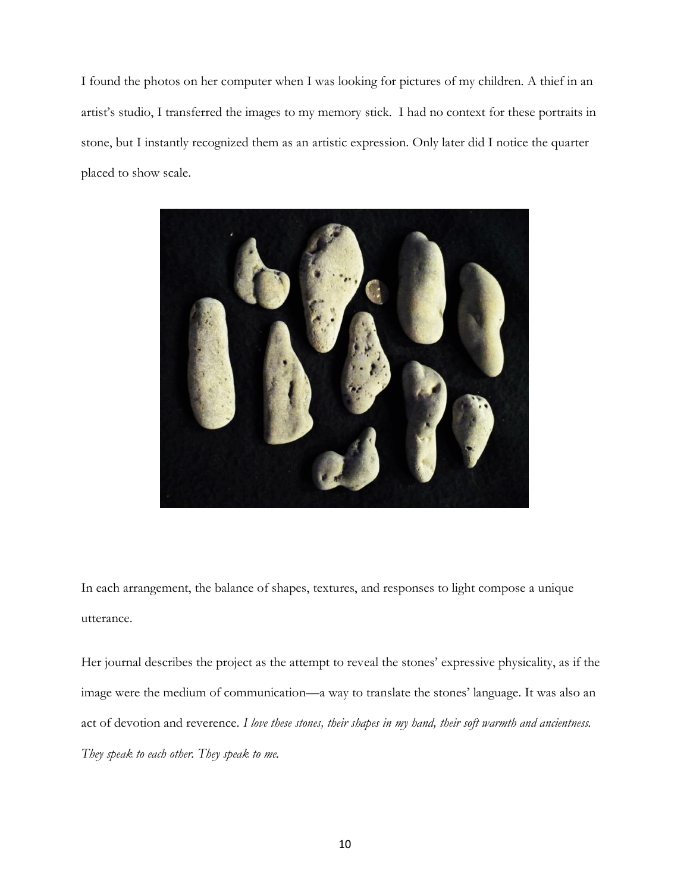I found the photos on her computer when I was looking for pictures of my children. A thief in an artist's studio, I transferred the images to my memory stick. I had no context for these portraits in stone, but I instantly recognized them as an artistic expression. Only later did I notice the quarter placed to show scale.

In each arrangement, the balance of shapes, textures, and responses to light compose a unique utterance.

Her journal describes the project as the attempt to reveal the stones' expressive physicality, as if the image were the medium of communication—a way to translate the stones' language. It was also an act of devotion and reverence. *I love these stones, their shapes in my hand, their soft warmth and ancientness. They speak to each other. They speak to me.*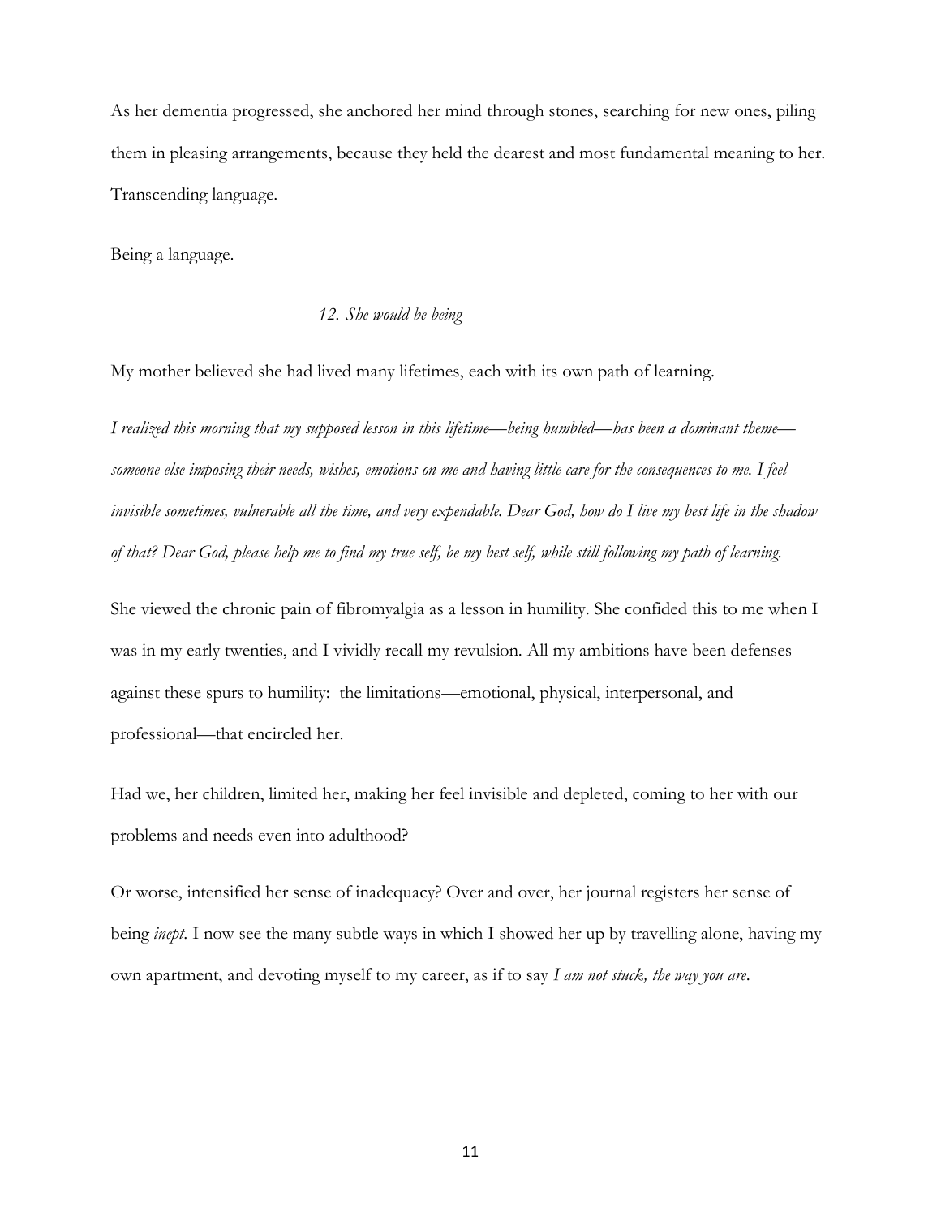As her dementia progressed, she anchored her mind through stones, searching for new ones, piling them in pleasing arrangements, because they held the dearest and most fundamental meaning to her. Transcending language.

Being a language.

### *12. She would be being*

My mother believed she had lived many lifetimes, each with its own path of learning.

*I realized this morning that my supposed lesson in this lifetime—being humbled—has been a dominant theme—someone else imposing their needs, wishes, emotions on me and having little care for the consequences to me. I feel invisible sometimes, vulnerable all the time, and very expendable. Dear God, how do I live my best life in the shadow of that? Dear God, please help me to find my true self, be my best self, while still following my path of learning.*

She viewed the chronic pain of fibromyalgia as a lesson in humility. She confided this to me when I was in my early twenties, and I vividly recall my revulsion. All my ambitions have been defenses against these spurs to humility: the limitations—emotional, physical, interpersonal, and professional—that encircled her.

Had we, her children, limited her, making her feel invisible and depleted, coming to her with our problems and needs even into adulthood?

Or worse, intensified her sense of inadequacy? Over and over, her journal registers her sense of being *inept*. I now see the many subtle ways in which I showed her up by travelling alone, having my own apartment, and devoting myself to my career, as if to say *I am not stuck, the way you are*.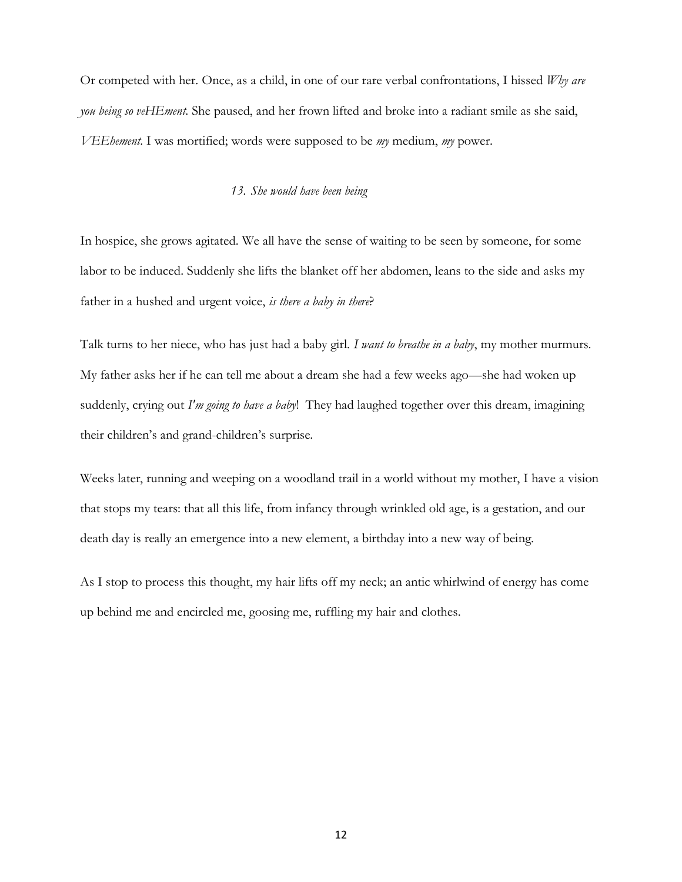Or competed with her. Once, as a child, in one of our rare verbal confrontations, I hissed *Why are you being so veHEment*. She paused, and her frown lifted and broke into a radiant smile as she said, *VEEhement*. I was mortified; words were supposed to be *my* medium, *my* power.

### *13. She would have been being*

In hospice, she grows agitated. We all have the sense of waiting to be seen by someone, for some labor to be induced. Suddenly she lifts the blanket off her abdomen, leans to the side and asks my father in a hushed and urgent voice, *is there a baby in there*?

Talk turns to her niece, who has just had a baby girl. *I want to breathe in a baby*, my mother murmurs. My father asks her if he can tell me about a dream she had a few weeks ago—she had woken up suddenly, crying out *I'm going to have a baby*! They had laughed together over this dream, imagining their children's and grand-children's surprise.

Weeks later, running and weeping on a woodland trail in a world without my mother, I have a vision that stops my tears: that all this life, from infancy through wrinkled old age, is a gestation, and our death day is really an emergence into a new element, a birthday into a new way of being.

As I stop to process this thought, my hair lifts off my neck; an antic whirlwind of energy has come up behind me and encircled me, goosing me, ruffling my hair and clothes.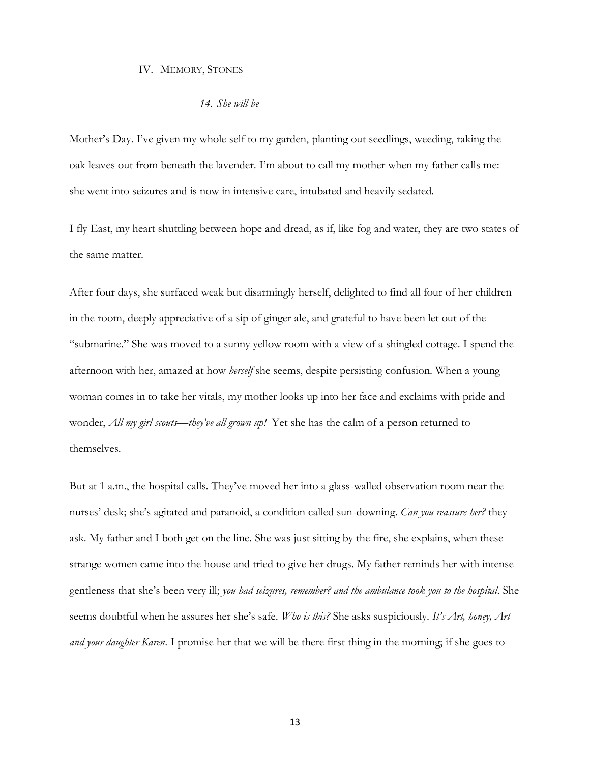## IV. Memory, Stones

### *14. She will be*

Mother's Day. I've given my whole self to my garden, planting out seedlings, weeding, raking the oak leaves out from beneath the lavender. I'm about to call my mother when my father calls me: she went into seizures and is now in intensive care, intubated and heavily sedated.

I fly East, my heart shuttling between hope and dread, as if, like fog and water, they are two states of the same matter.

After four days, she surfaced weak but disarmingly herself, delighted to find all four of her children in the room, deeply appreciative of a sip of ginger ale, and grateful to have been let out of the "submarine." She was moved to a sunny yellow room with a view of a shingled cottage. I spend the afternoon with her, amazed at how *herself* she seems, despite persisting confusion. When a young woman comes in to take her vitals, my mother looks up into her face and exclaims with pride and wonder, *All my girl scouts—they've all grown up!* Yet she has the calm of a person returned to themselves.

But at 1 a.m., the hospital calls. They've moved her into a glass-walled observation room near the nurses' desk; she's agitated and paranoid, a condition called sun-downing. *Can you reassure her?* they ask. My father and I both get on the line. She was just sitting by the fire, she explains, when these strange women came into the house and tried to give her drugs. My father reminds her with intense gentleness that she's been very ill; *you had seizures, remember? and the ambulance took you to the hospital*. She seems doubtful when he assures her she's safe. *Who is this?* She asks suspiciously. *It's Art, honey, Art and your daughter Karen*. I promise her that we will be there first thing in the morning; if she goes to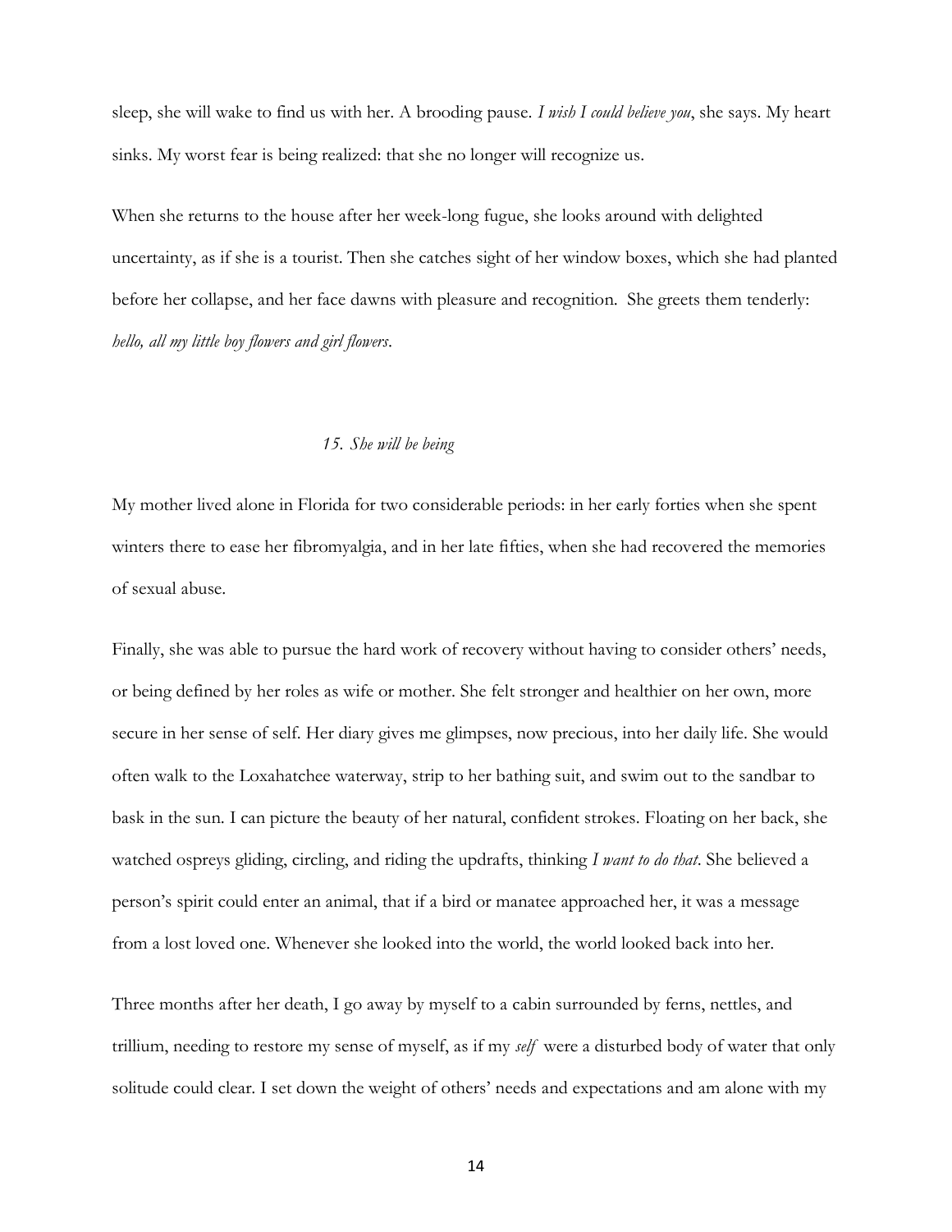sleep, she will wake to find us with her. A brooding pause. *I wish I could believe you*, she says. My heart sinks. My worst fear is being realized: that she no longer will recognize us.

When she returns to the house after her week-long fugue, she looks around with delighted uncertainty, as if she is a tourist. Then she catches sight of her window boxes, which she had planted before her collapse, and her face dawns with pleasure and recognition. She greets them tenderly: *hello, all my little boy flowers and girl flowers*.

### *15. She will be being*

My mother lived alone in Florida for two considerable periods: in her early forties when she spent winters there to ease her fibromyalgia, and in her late fifties, when she had recovered the memories of sexual abuse.

Finally, she was able to pursue the hard work of recovery without having to consider others' needs, or being defined by her roles as wife or mother. She felt stronger and healthier on her own, more secure in her sense of self. Her diary gives me glimpses, now precious, into her daily life. She would often walk to the Loxahatchee waterway, strip to her bathing suit, and swim out to the sandbar to bask in the sun. I can picture the beauty of her natural, confident strokes. Floating on her back, she watched ospreys gliding, circling, and riding the updrafts, thinking *I want to do that*. She believed a person's spirit could enter an animal, that if a bird or manatee approached her, it was a message from a lost loved one. Whenever she looked into the world, the world looked back into her.

Three months after her death, I go away by myself to a cabin surrounded by ferns, nettles, and trillium, needing to restore my sense of myself, as if my *self* were a disturbed body of water that only solitude could clear. I set down the weight of others' needs and expectations and am alone with my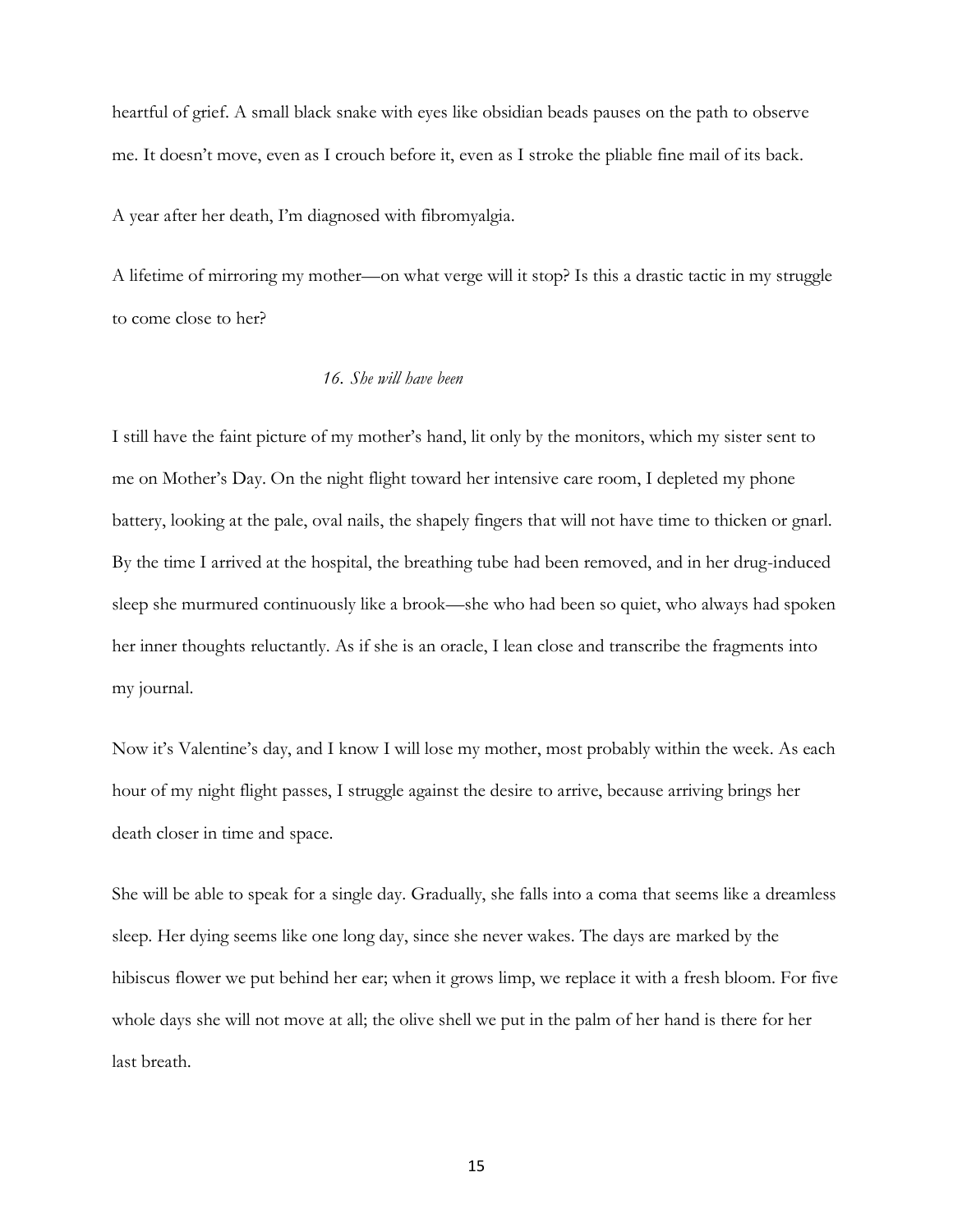heartful of grief. A small black snake with eyes like obsidian beads pauses on the path to observe me. It doesn't move, even as I crouch before it, even as I stroke the pliable fine mail of its back.

A year after her death, I'm diagnosed with fibromyalgia.

A lifetime of mirroring my mother—on what verge will it stop? Is this a drastic tactic in my struggle to come close to her?

*16. She will have been*

I still have the faint picture of my mother's hand, lit only by the monitors, which my sister sent to me on Mother's Day. On the night flight toward her intensive care room, I depleted my phone battery, looking at the pale, oval nails, the shapely fingers that will not have time to thicken or gnarl. By the time I arrived at the hospital, the breathing tube had been removed, and in her drug-induced sleep she murmured continuously like a brook—she who had been so quiet, who always had spoken her inner thoughts reluctantly. As if she is an oracle, I lean close and transcribe the fragments into my journal.

Now it's Valentine's day, and I know I will lose my mother, most probably within the week. As each hour of my night flight passes, I struggle against the desire to arrive, because arriving brings her death closer in time and space.

She will be able to speak for a single day. Gradually, she falls into a coma that seems like a dreamless sleep. Her dying seems like one long day, since she never wakes. The days are marked by the hibiscus flower we put behind her ear; when it grows limp, we replace it with a fresh bloom. For five whole days she will not move at all; the olive shell we put in the palm of her hand is there for her last breath.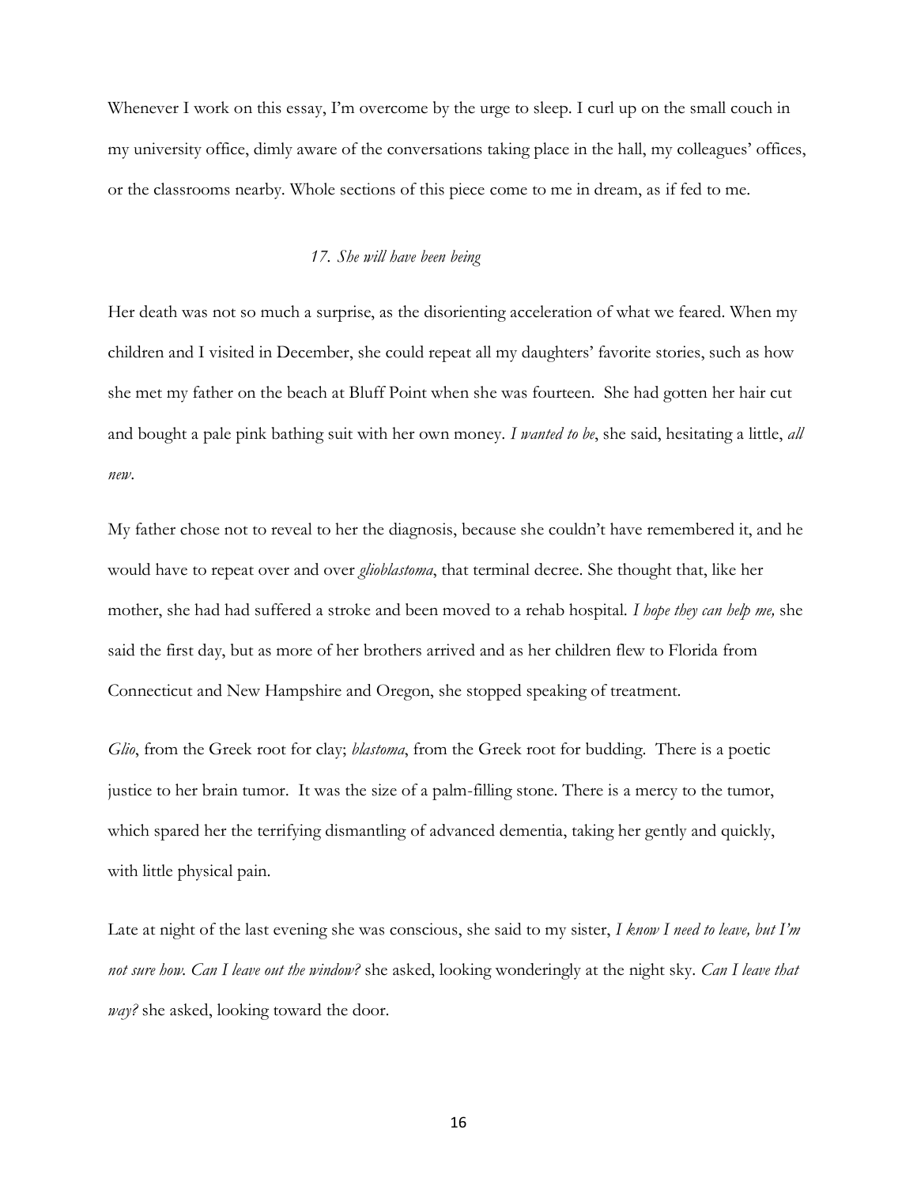Whenever I work on this essay, I'm overcome by the urge to sleep. I curl up on the small couch in my university office, dimly aware of the conversations taking place in the hall, my colleagues' offices, or the classrooms nearby. Whole sections of this piece come to me in dream, as if fed to me.

*17. She will have been being*

Her death was not so much a surprise, as the disorienting acceleration of what we feared. When my children and I visited in December, she could repeat all my daughters' favorite stories, such as how she met my father on the beach at Bluff Point when she was fourteen. She had gotten her hair cut and bought a pale pink bathing suit with her own money. *I wanted to be*, she said, hesitating a little, *all new*.

My father chose not to reveal to her the diagnosis, because she couldn't have remembered it, and he would have to repeat over and over *glioblastoma*, that terminal decree. She thought that, like her mother, she had had suffered a stroke and been moved to a rehab hospital. *I hope they can help me,* she said the first day, but as more of her brothers arrived and as her children flew to Florida from Connecticut and New Hampshire and Oregon, she stopped speaking of treatment.

*Glio*, from the Greek root for clay; *blastoma*, from the Greek root for budding. There is a poetic justice to her brain tumor. It was the size of a palm-filling stone. There is a mercy to the tumor, which spared her the terrifying dismantling of advanced dementia, taking her gently and quickly, with little physical pain.

Late at night of the last evening she was conscious, she said to my sister, *I know I need to leave, but I'm not sure how. Can I leave out the window?* she asked, looking wonderingly at the night sky. *Can I leave that way?* she asked, looking toward the door.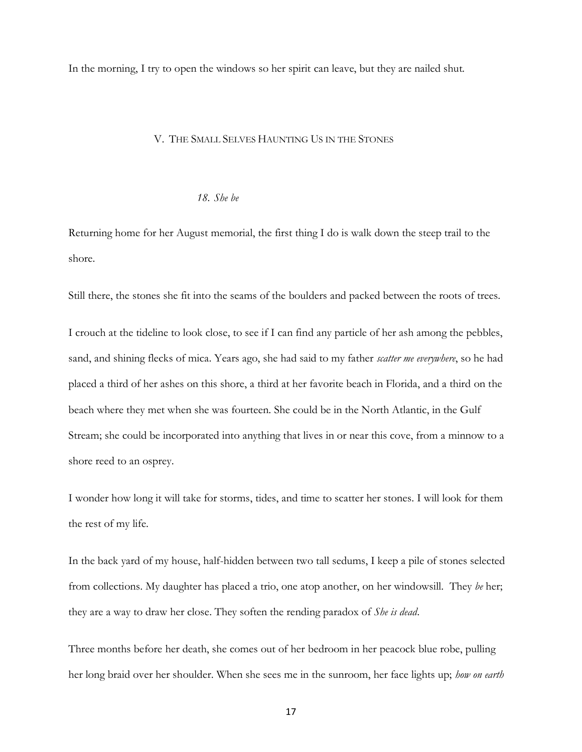In the morning, I try to open the windows so her spirit can leave, but they are nailed shut.

## V. The Small Selves Haunting Us in the Stones

### *18. She be*

Returning home for her August memorial, the first thing I do is walk down the steep trail to the shore.

Still there, the stones she fit into the seams of the boulders and packed between the roots of trees.

I crouch at the tideline to look close, to see if I can find any particle of her ash among the pebbles, sand, and shining flecks of mica. Years ago, she had said to my father *scatter me everywhere*, so he had placed a third of her ashes on this shore, a third at her favorite beach in Florida, and a third on the beach where they met when she was fourteen. She could be in the North Atlantic, in the Gulf Stream; she could be incorporated into anything that lives in or near this cove, from a minnow to a shore reed to an osprey.

I wonder how long it will take for storms, tides, and time to scatter her stones. I will look for them the rest of my life.

In the back yard of my house, half-hidden between two tall sedums, I keep a pile of stones selected from collections. My daughter has placed a trio, one atop another, on her windowsill. They *be* her; they are a way to draw her close. They soften the rending paradox of *She is dead*.

Three months before her death, she comes out of her bedroom in her peacock blue robe, pulling her long braid over her shoulder. When she sees me in the sunroom, her face lights up; *how on earth*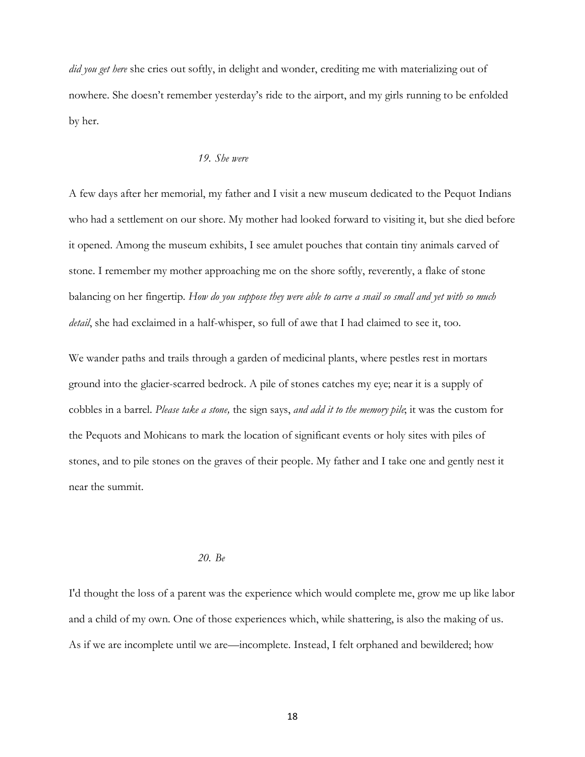*did you get here* she cries out softly, in delight and wonder, crediting me with materializing out of nowhere. She doesn't remember yesterday's ride to the airport, and my girls running to be enfolded by her.

*19. She were*

A few days after her memorial, my father and I visit a new museum dedicated to the Pequot Indians who had a settlement on our shore. My mother had looked forward to visiting it, but she died before it opened. Among the museum exhibits, I see amulet pouches that contain tiny animals carved of stone. I remember my mother approaching me on the shore softly, reverently, a flake of stone balancing on her fingertip. *How do you suppose they were able to carve a snail so small and yet with so much detail*, she had exclaimed in a half-whisper, so full of awe that I had claimed to see it, too.

We wander paths and trails through a garden of medicinal plants, where pestles rest in mortars ground into the glacier-scarred bedrock. A pile of stones catches my eye; near it is a supply of cobbles in a barrel. *Please take a stone,* the sign says, *and add it to the memory pile*; it was the custom for the Pequots and Mohicans to mark the location of significant events or holy sites with piles of stones, and to pile stones on the graves of their people. My father and I take one and gently nest it near the summit.

*20. Be*

I'd thought the loss of a parent was the experience which would complete me, grow me up like labor and a child of my own. One of those experiences which, while shattering, is also the making of us. As if we are incomplete until we are—incomplete. Instead, I felt orphaned and bewildered; how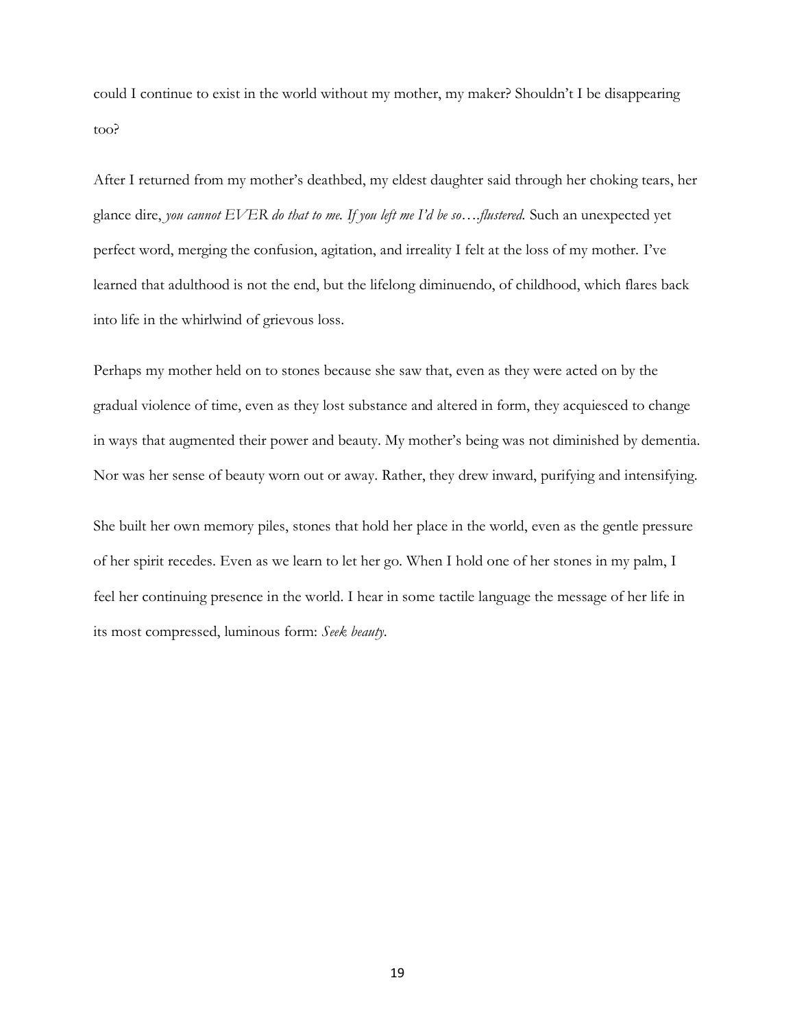could I continue to exist in the world without my mother, my maker? Shouldn't I be disappearing too?

After I returned from my mother's deathbed, my eldest daughter said through her choking tears, her glance dire, *you cannot EVER do that to me. If you left me I'd be so….flustered.* Such an unexpected yet perfect word, merging the confusion, agitation, and irreality I felt at the loss of my mother. I've learned that adulthood is not the end, but the lifelong diminuendo, of childhood, which flares back into life in the whirlwind of grievous loss.

Perhaps my mother held on to stones because she saw that, even as they were acted on by the gradual violence of time, even as they lost substance and altered in form, they acquiesced to change in ways that augmented their power and beauty. My mother's being was not diminished by dementia. Nor was her sense of beauty worn out or away. Rather, they drew inward, purifying and intensifying.

She built her own memory piles, stones that hold her place in the world, even as the gentle pressure of her spirit recedes. Even as we learn to let her go. When I hold one of her stones in my palm, I feel her continuing presence in the world. I hear in some tactile language the message of her life in its most compressed, luminous form: *Seek beauty*.